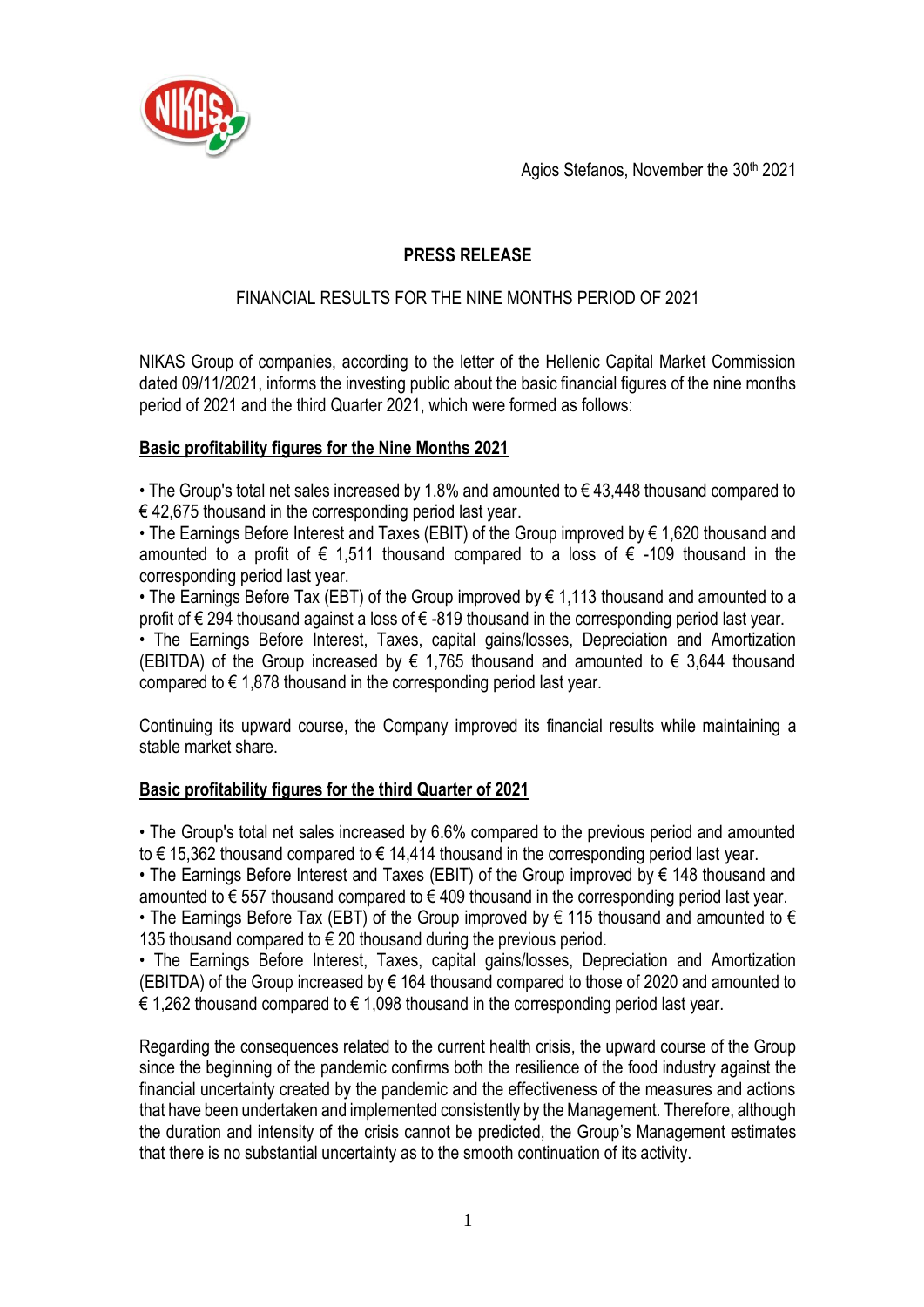Agios Stefanos, November the 30th 2021

**PRESS RELEASE**

FINANCIAL RESULTS FOR THE NINE MONTHS PERIOD OF 2021

NIKAS Group of companies, according to the letter of the Hellenic Capital Market Commission dated 09/11/2021, informs the investing public about the basic financial figures of the nine months period of 2021 and the third Quarter 2021, which were formed as follows:

**Basic profitability figures for the Nine Months 2021**

• The Group's total net sales increased by 1.8% and amounted to € 43,448 thousand compared to € 42,675 thousand in the corresponding period last year.
• The Earnings Before Interest and Taxes (EBIT) of the Group improved by € 1,620 thousand and amounted to a profit of € 1,511 thousand compared to a loss of € -109 thousand in the corresponding period last year.
• The Earnings Before Tax (EBT) of the Group improved by € 1,113 thousand and amounted to a profit of € 294 thousand against a loss of € -819 thousand in the corresponding period last year.
• The Earnings Before Interest, Taxes, capital gains/losses, Depreciation and Amortization (EBITDA) of the Group increased by € 1,765 thousand and amounted to € 3,644 thousand compared to € 1,878 thousand in the corresponding period last year.

Continuing its upward course, the Company improved its financial results while maintaining a stable market share.

**Basic profitability figures for the third Quarter of 2021**

• The Group's total net sales increased by 6.6% compared to the previous period and amounted to € 15,362 thousand compared to € 14,414 thousand in the corresponding period last year.
• The Earnings Before Interest and Taxes (EBIT) of the Group improved by € 148 thousand and amounted to € 557 thousand compared to € 409 thousand in the corresponding period last year.
• The Earnings Before Tax (EBT) of the Group improved by € 115 thousand and amounted to € 135 thousand compared to € 20 thousand during the previous period.
• The Earnings Before Interest, Taxes, capital gains/losses, Depreciation and Amortization (EBITDA) of the Group increased by € 164 thousand compared to those of 2020 and amounted to € 1,262 thousand compared to € 1,098 thousand in the corresponding period last year.

Regarding the consequences related to the current health crisis, the upward course of the Group since the beginning of the pandemic confirms both the resilience of the food industry against the financial uncertainty created by the pandemic and the effectiveness of the measures and actions that have been undertaken and implemented consistently by the Management. Therefore, although the duration and intensity of the crisis cannot be predicted, the Group's Management estimates that there is no substantial uncertainty as to the smooth continuation of its activity.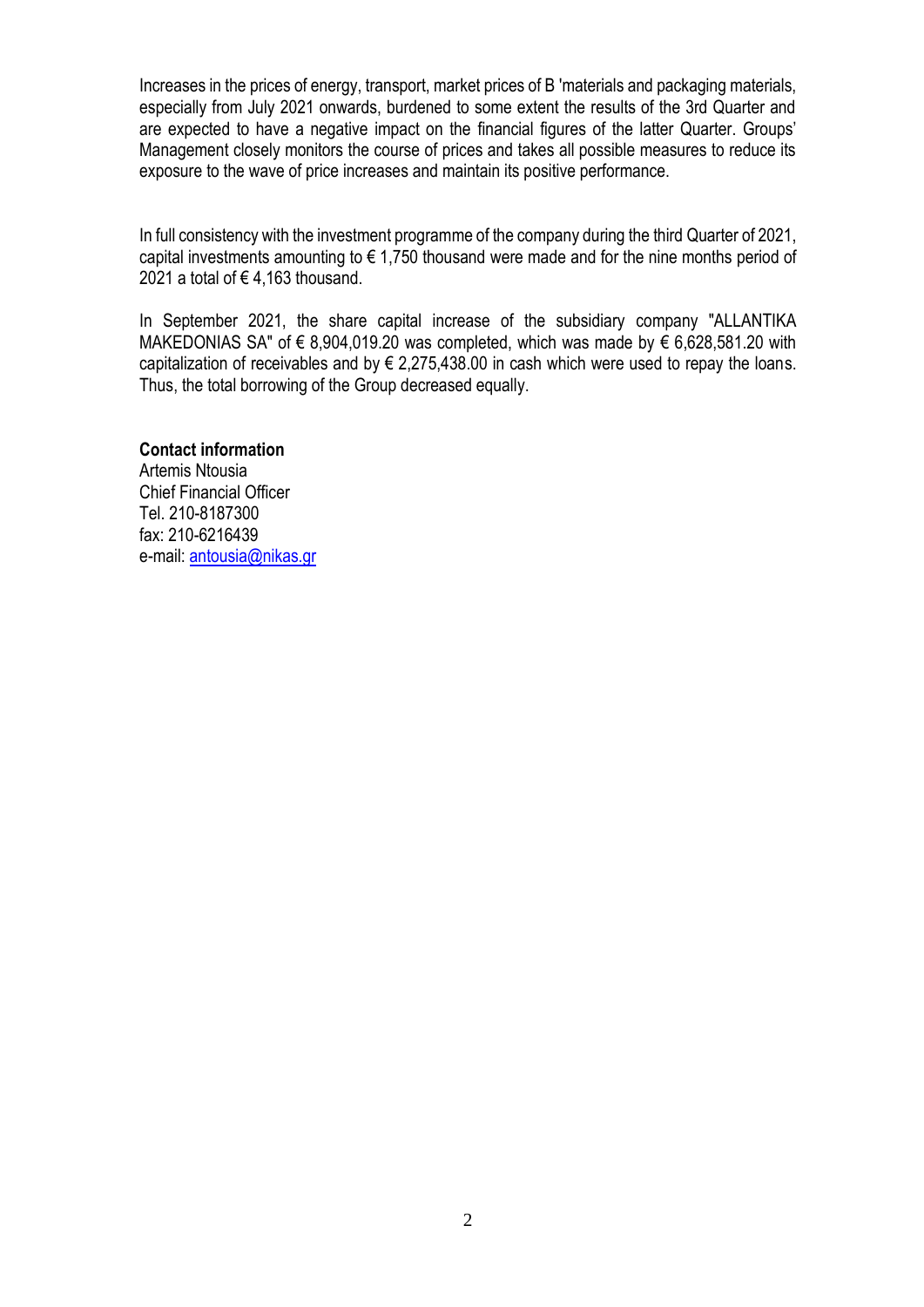Increases in the prices of energy, transport, market prices of B 'materials and packaging materials, especially from July 2021 onwards, burdened to some extent the results of the 3rd Quarter and are expected to have a negative impact on the financial figures of the latter Quarter. Groups' Management closely monitors the course of prices and takes all possible measures to reduce its exposure to the wave of price increases and maintain its positive performance.

In full consistency with the investment programme of the company during the third Quarter of 2021, capital investments amounting to € 1,750 thousand were made and for the nine months period of 2021 a total of € 4,163 thousand.

In September 2021, the share capital increase of the subsidiary company "ALLANTIKA MAKEDONIAS SA" of € 8,904,019.20 was completed, which was made by € 6,628,581.20 with capitalization of receivables and by € 2,275,438.00 in cash which were used to repay the loans. Thus, the total borrowing of the Group decreased equally.

**Contact information**
Artemis Ntousia
Chief Financial Officer
Tel. 210-8187300
fax: 210-6216439
e-mail: antousia@nikas.gr